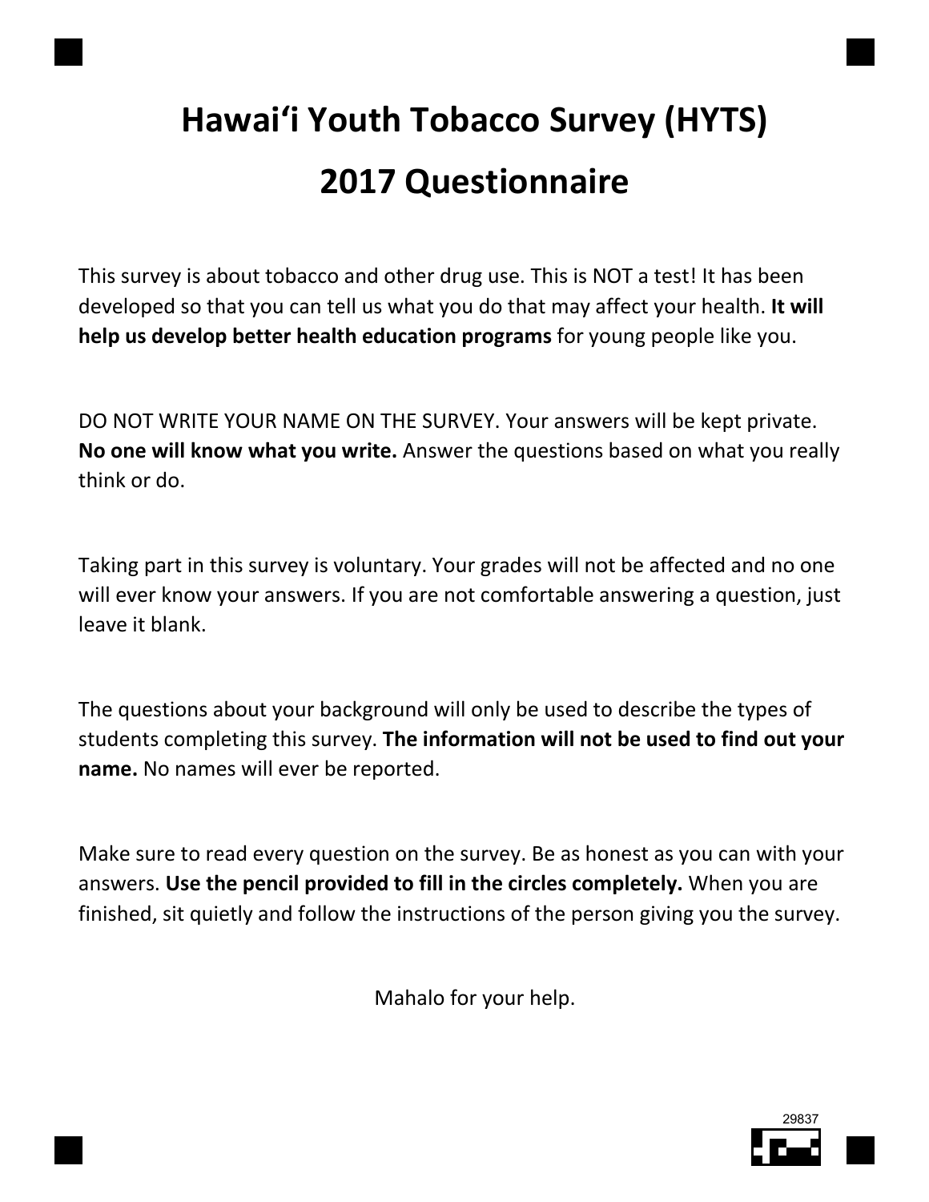# Hawaiʻi Youth Tobacco Survey (HYTS)

# 2017 Questionnaire

This survey is about tobacco and other drug use. This is NOT a test! It has been developed so that you can tell us what you do that may affect your health. **It will help us develop better health education programs** for young people like you.

DO NOT WRITE YOUR NAME ON THE SURVEY. Your answers will be kept private. **No one will know what you write.** Answer the questions based on what you really think or do.

Taking part in this survey is voluntary. Your grades will not be affected and no one will ever know your answers. If you are not comfortable answering a question, just leave it blank.

The questions about your background will only be used to describe the types of students completing this survey. **The information will not be used to find out your name.** No names will ever be reported.

Make sure to read every question on the survey. Be as honest as you can with your answers. **Use the pencil provided to fill in the circles completely.** When you are finished, sit quietly and follow the instructions of the person giving you the survey.

Mahalo for your help.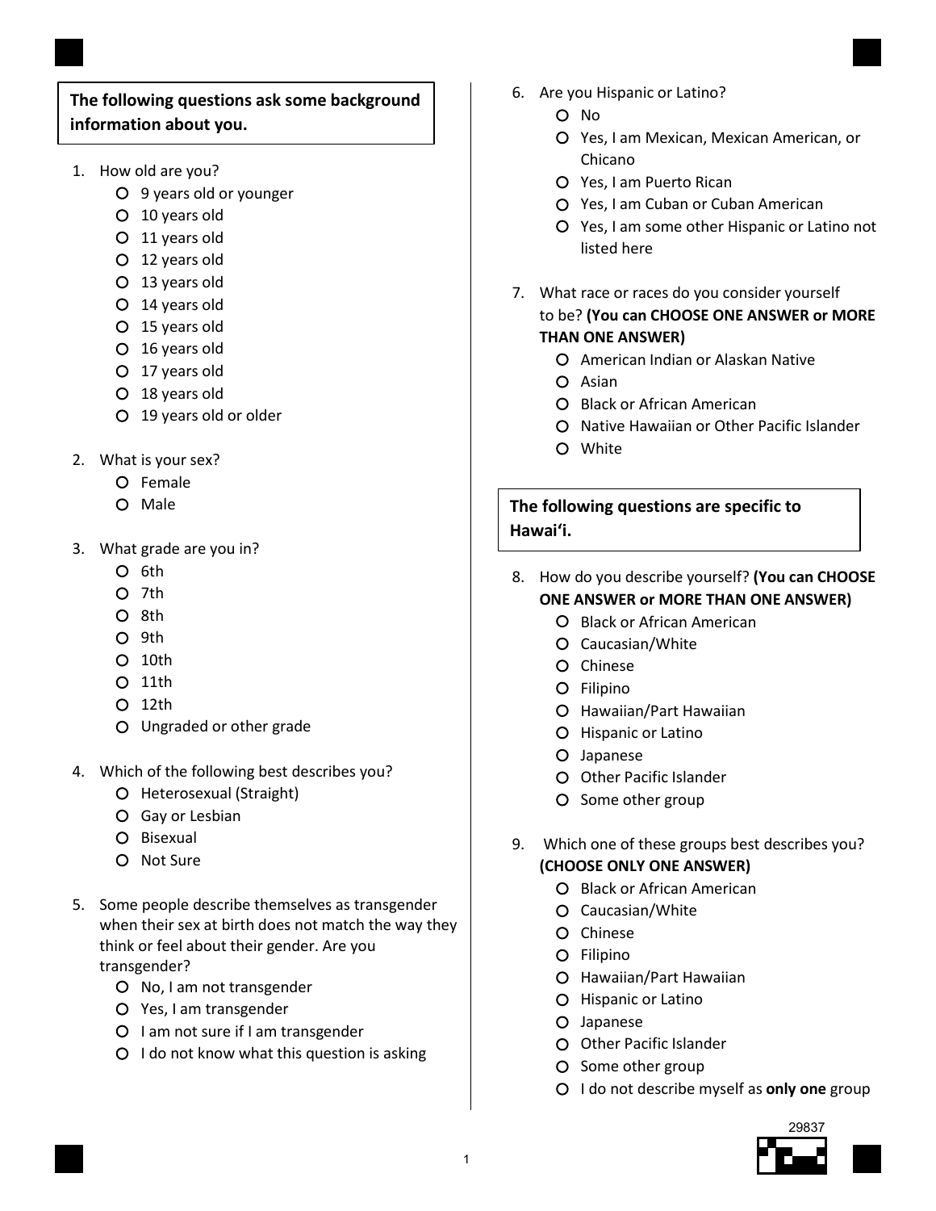**The following questions ask some background information about you.**

1. How old are you?
   - O 9 years old or younger
   - O 10 years old
   - O 11 years old
   - O 12 years old
   - O 13 years old
   - O 14 years old
   - O 15 years old
   - O 16 years old
   - O 17 years old
   - O 18 years old
   - O 19 years old or older

2. What is your sex?
   - O Female
   - O Male

3. What grade are you in?
   - O 6th
   - O 7th
   - O 8th
   - O 9th
   - O 10th
   - O 11th
   - O 12th
   - O Ungraded or other grade

4. Which of the following best describes you?
   - O Heterosexual (Straight)
   - O Gay or Lesbian
   - O Bisexual
   - O Not Sure

5. Some people describe themselves as transgender when their sex at birth does not match the way they think or feel about their gender. Are you transgender?
   - O No, I am not transgender
   - O Yes, I am transgender
   - O I am not sure if I am transgender
   - O I do not know what this question is asking

6. Are you Hispanic or Latino?
   - O No
   - O Yes, I am Mexican, Mexican American, or Chicano
   - O Yes, I am Puerto Rican
   - O Yes, I am Cuban or Cuban American
   - O Yes, I am some other Hispanic or Latino not listed here

7. What race or races do you consider yourself to be? **(You can CHOOSE ONE ANSWER or MORE THAN ONE ANSWER)**
   - O American Indian or Alaskan Native
   - O Asian
   - O Black or African American
   - O Native Hawaiian or Other Pacific Islander
   - O White

**The following questions are specific to Hawaiʻi.**

8. How do you describe yourself? **(You can CHOOSE ONE ANSWER or MORE THAN ONE ANSWER)**
   - O Black or African American
   - O Caucasian/White
   - O Chinese
   - O Filipino
   - O Hawaiian/Part Hawaiian
   - O Hispanic or Latino
   - O Japanese
   - O Other Pacific Islander
   - O Some other group

9. Which one of these groups best describes you? **(CHOOSE ONLY ONE ANSWER)**
   - O Black or African American
   - O Caucasian/White
   - O Chinese
   - O Filipino
   - O Hawaiian/Part Hawaiian
   - O Hispanic or Latino
   - O Japanese
   - O Other Pacific Islander
   - O Some other group
   - O I do not describe myself as **only one** group

29837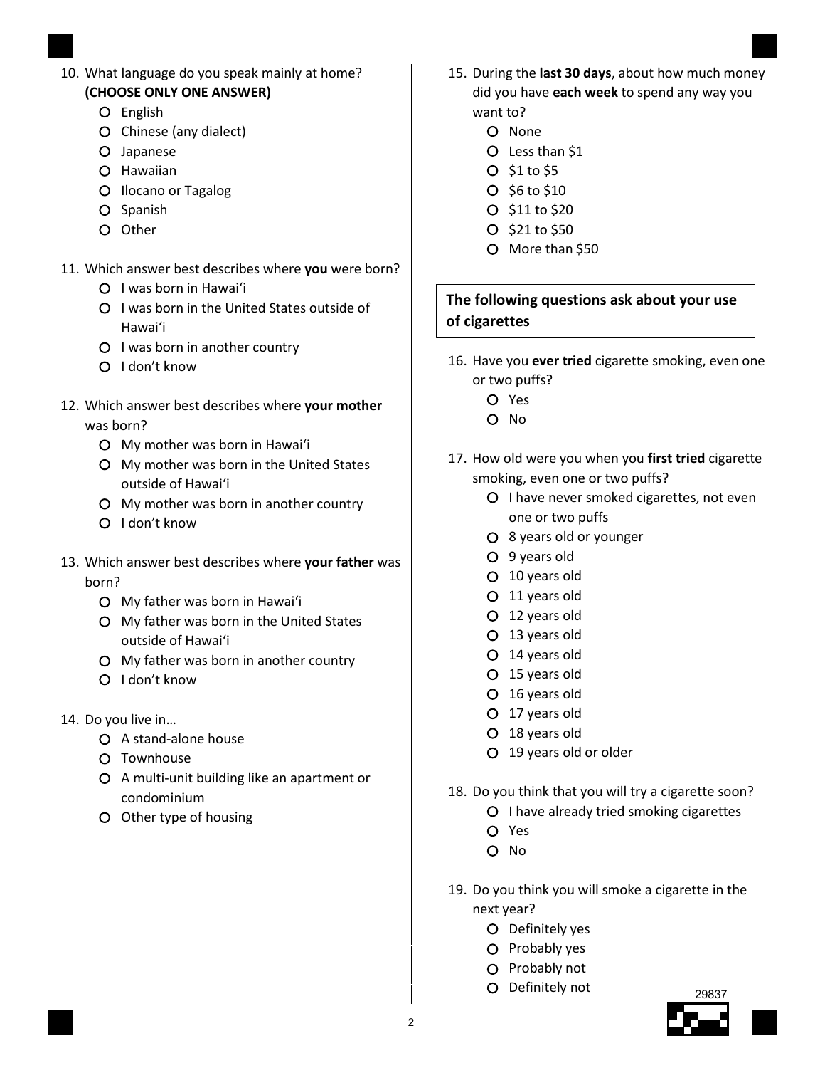10. What language do you speak mainly at home? **(CHOOSE ONLY ONE ANSWER)**
    - English
    - Chinese (any dialect)
    - Japanese
    - Hawaiian
    - Ilocano or Tagalog
    - Spanish
    - Other

11. Which answer best describes where **you** were born?
    - I was born in Hawaiʻi
    - I was born in the United States outside of Hawaiʻi
    - I was born in another country
    - I don't know

12. Which answer best describes where **your mother** was born?
    - My mother was born in Hawaiʻi
    - My mother was born in the United States outside of Hawaiʻi
    - My mother was born in another country
    - I don't know

13. Which answer best describes where **your father** was born?
    - My father was born in Hawaiʻi
    - My father was born in the United States outside of Hawaiʻi
    - My father was born in another country
    - I don't know

14. Do you live in…
    - A stand-alone house
    - Townhouse
    - A multi-unit building like an apartment or condominium
    - Other type of housing

15. During the **last 30 days**, about how much money did you have **each week** to spend any way you want to?
    - None
    - Less than $1
    - $1 to $5
    - $6 to $10
    - $11 to $20
    - $21 to $50
    - More than $50

**The following questions ask about your use of cigarettes**

16. Have you **ever tried** cigarette smoking, even one or two puffs?
    - Yes
    - No

17. How old were you when you **first tried** cigarette smoking, even one or two puffs?
    - I have never smoked cigarettes, not even one or two puffs
    - 8 years old or younger
    - 9 years old
    - 10 years old
    - 11 years old
    - 12 years old
    - 13 years old
    - 14 years old
    - 15 years old
    - 16 years old
    - 17 years old
    - 18 years old
    - 19 years old or older

18. Do you think that you will try a cigarette soon?
    - I have already tried smoking cigarettes
    - Yes
    - No

19. Do you think you will smoke a cigarette in the next year?
    - Definitely yes
    - Probably yes
    - Probably not
    - Definitely not

29837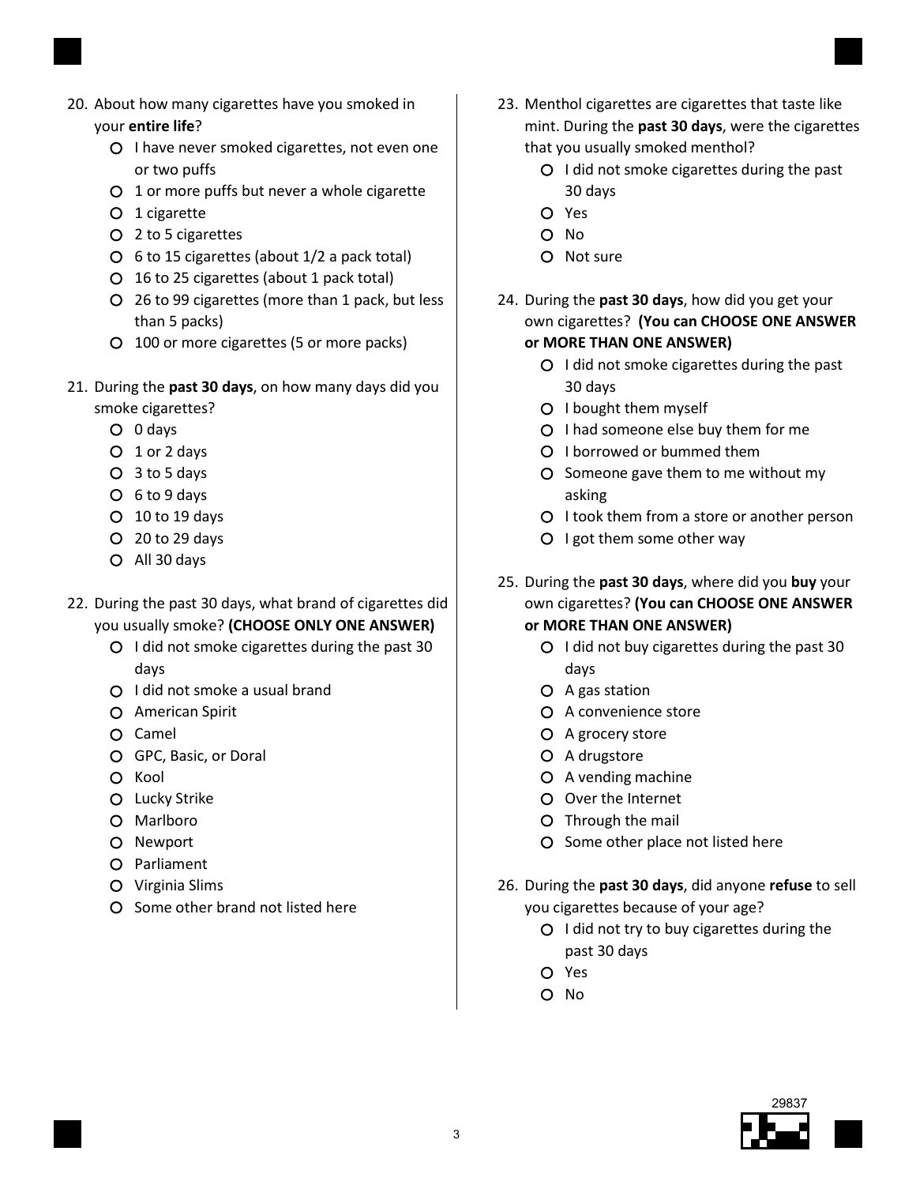20. About how many cigarettes have you smoked in your **entire life**?
    - I have never smoked cigarettes, not even one or two puffs
    - 1 or more puffs but never a whole cigarette
    - 1 cigarette
    - 2 to 5 cigarettes
    - 6 to 15 cigarettes (about 1/2 a pack total)
    - 16 to 25 cigarettes (about 1 pack total)
    - 26 to 99 cigarettes (more than 1 pack, but less than 5 packs)
    - 100 or more cigarettes (5 or more packs)

21. During the **past 30 days**, on how many days did you smoke cigarettes?
    - 0 days
    - 1 or 2 days
    - 3 to 5 days
    - 6 to 9 days
    - 10 to 19 days
    - 20 to 29 days
    - All 30 days

22. During the past 30 days, what brand of cigarettes did you usually smoke? **(CHOOSE ONLY ONE ANSWER)**
    - I did not smoke cigarettes during the past 30 days
    - I did not smoke a usual brand
    - American Spirit
    - Camel
    - GPC, Basic, or Doral
    - Kool
    - Lucky Strike
    - Marlboro
    - Newport
    - Parliament
    - Virginia Slims
    - Some other brand not listed here

23. Menthol cigarettes are cigarettes that taste like mint. During the **past 30 days**, were the cigarettes that you usually smoked menthol?
    - I did not smoke cigarettes during the past 30 days
    - Yes
    - No
    - Not sure

24. During the **past 30 days**, how did you get your own cigarettes? **(You can CHOOSE ONE ANSWER or MORE THAN ONE ANSWER)**
    - I did not smoke cigarettes during the past 30 days
    - I bought them myself
    - I had someone else buy them for me
    - I borrowed or bummed them
    - Someone gave them to me without my asking
    - I took them from a store or another person
    - I got them some other way

25. During the **past 30 days**, where did you **buy** your own cigarettes? **(You can CHOOSE ONE ANSWER or MORE THAN ONE ANSWER)**
    - I did not buy cigarettes during the past 30 days
    - A gas station
    - A convenience store
    - A grocery store
    - A drugstore
    - A vending machine
    - Over the Internet
    - Through the mail
    - Some other place not listed here

26. During the **past 30 days**, did anyone **refuse** to sell you cigarettes because of your age?
    - I did not try to buy cigarettes during the past 30 days
    - Yes
    - No

29837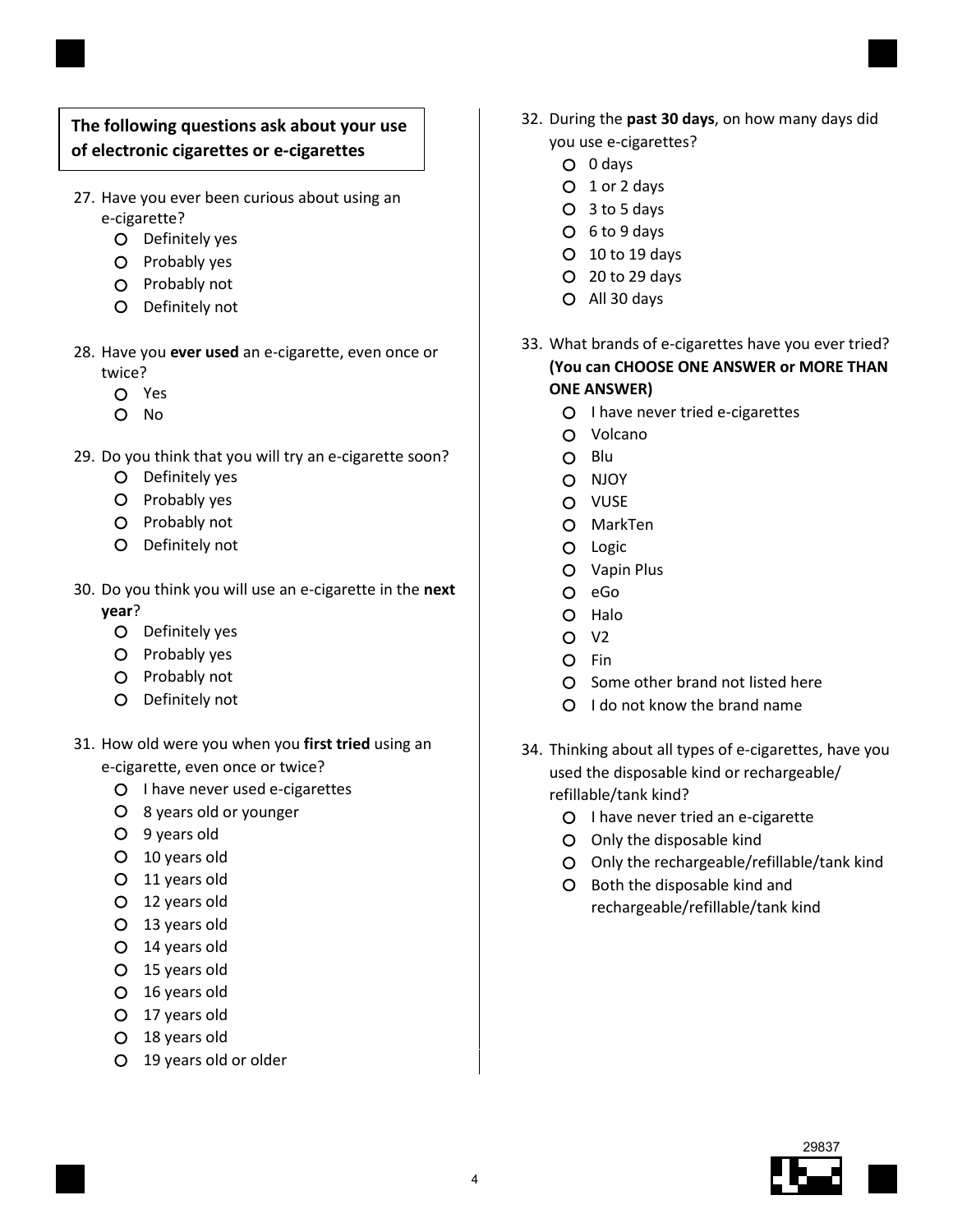**The following questions ask about your use of electronic cigarettes or e-cigarettes**

27. Have you ever been curious about using an e-cigarette?
    - Definitely yes
    - Probably yes
    - Probably not
    - Definitely not

28. Have you **ever used** an e-cigarette, even once or twice?
    - Yes
    - No

29. Do you think that you will try an e-cigarette soon?
    - Definitely yes
    - Probably yes
    - Probably not
    - Definitely not

30. Do you think you will use an e-cigarette in the **next year**?
    - Definitely yes
    - Probably yes
    - Probably not
    - Definitely not

31. How old were you when you **first tried** using an e-cigarette, even once or twice?
    - I have never used e-cigarettes
    - 8 years old or younger
    - 9 years old
    - 10 years old
    - 11 years old
    - 12 years old
    - 13 years old
    - 14 years old
    - 15 years old
    - 16 years old
    - 17 years old
    - 18 years old
    - 19 years old or older

32. During the **past 30 days**, on how many days did you use e-cigarettes?
    - 0 days
    - 1 or 2 days
    - 3 to 5 days
    - 6 to 9 days
    - 10 to 19 days
    - 20 to 29 days
    - All 30 days

33. What brands of e-cigarettes have you ever tried? **(You can CHOOSE ONE ANSWER or MORE THAN ONE ANSWER)**
    - I have never tried e-cigarettes
    - Volcano
    - Blu
    - NJOY
    - VUSE
    - MarkTen
    - Logic
    - Vapin Plus
    - eGo
    - Halo
    - V2
    - Fin
    - Some other brand not listed here
    - I do not know the brand name

34. Thinking about all types of e-cigarettes, have you used the disposable kind or rechargeable/ refillable/tank kind?
    - I have never tried an e-cigarette
    - Only the disposable kind
    - Only the rechargeable/refillable/tank kind
    - Both the disposable kind and rechargeable/refillable/tank kind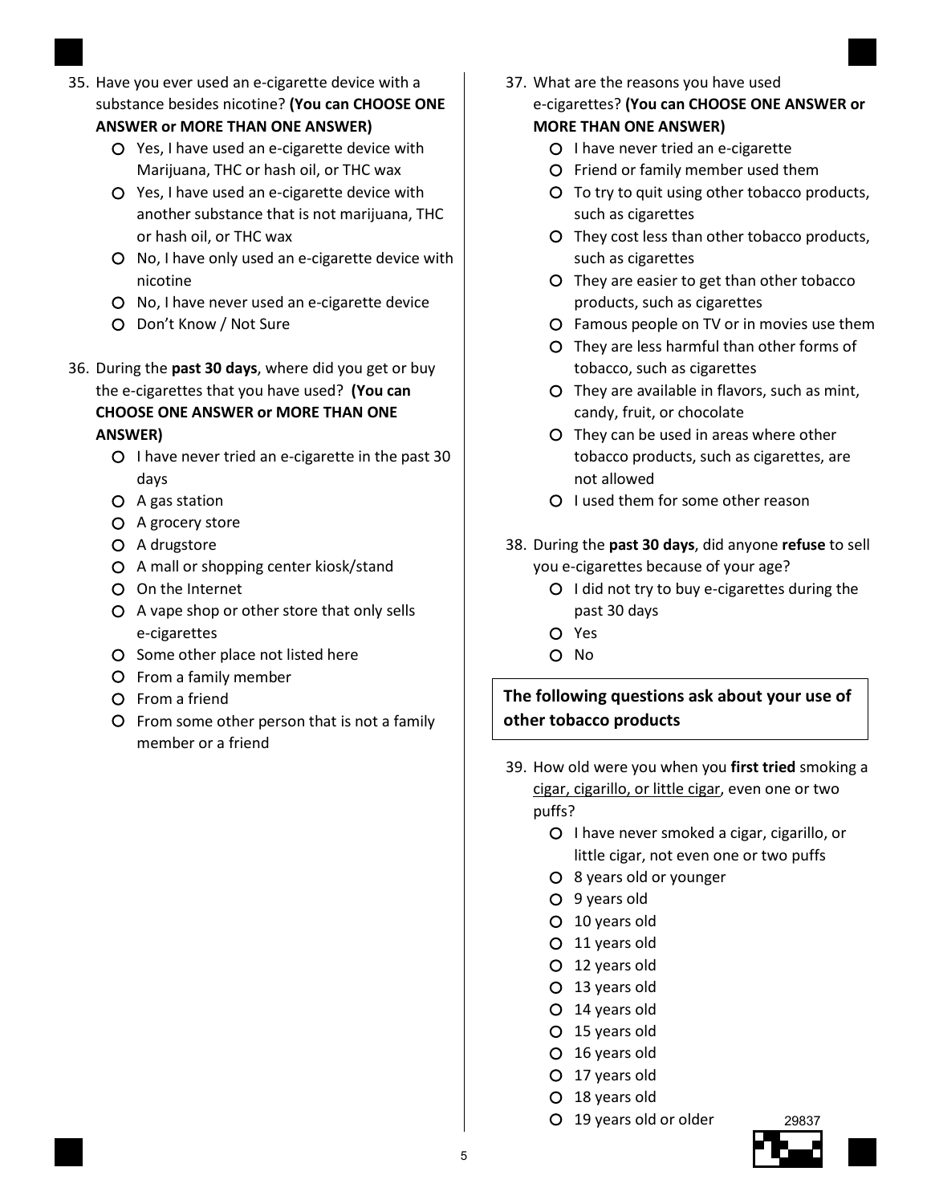35. Have you ever used an e-cigarette device with a substance besides nicotine? **(You can CHOOSE ONE ANSWER or MORE THAN ONE ANSWER)**
    - Yes, I have used an e-cigarette device with Marijuana, THC or hash oil, or THC wax
    - Yes, I have used an e-cigarette device with another substance that is not marijuana, THC or hash oil, or THC wax
    - No, I have only used an e-cigarette device with nicotine
    - No, I have never used an e-cigarette device
    - Don't Know / Not Sure

36. During the **past 30 days**, where did you get or buy the e-cigarettes that you have used? **(You can CHOOSE ONE ANSWER or MORE THAN ONE ANSWER)**
    - I have never tried an e-cigarette in the past 30 days
    - A gas station
    - A grocery store
    - A drugstore
    - A mall or shopping center kiosk/stand
    - On the Internet
    - A vape shop or other store that only sells e-cigarettes
    - Some other place not listed here
    - From a family member
    - From a friend
    - From some other person that is not a family member or a friend

37. What are the reasons you have used e-cigarettes? **(You can CHOOSE ONE ANSWER or MORE THAN ONE ANSWER)**
    - I have never tried an e-cigarette
    - Friend or family member used them
    - To try to quit using other tobacco products, such as cigarettes
    - They cost less than other tobacco products, such as cigarettes
    - They are easier to get than other tobacco products, such as cigarettes
    - Famous people on TV or in movies use them
    - They are less harmful than other forms of tobacco, such as cigarettes
    - They are available in flavors, such as mint, candy, fruit, or chocolate
    - They can be used in areas where other tobacco products, such as cigarettes, are not allowed
    - I used them for some other reason

38. During the **past 30 days**, did anyone **refuse** to sell you e-cigarettes because of your age?
    - I did not try to buy e-cigarettes during the past 30 days
    - Yes
    - No

**The following questions ask about your use of other tobacco products**

39. How old were you when you **first tried** smoking a cigar, cigarillo, or little cigar, even one or two puffs?
    - I have never smoked a cigar, cigarillo, or little cigar, not even one or two puffs
    - 8 years old or younger
    - 9 years old
    - 10 years old
    - 11 years old
    - 12 years old
    - 13 years old
    - 14 years old
    - 15 years old
    - 16 years old
    - 17 years old
    - 18 years old
    - 19 years old or older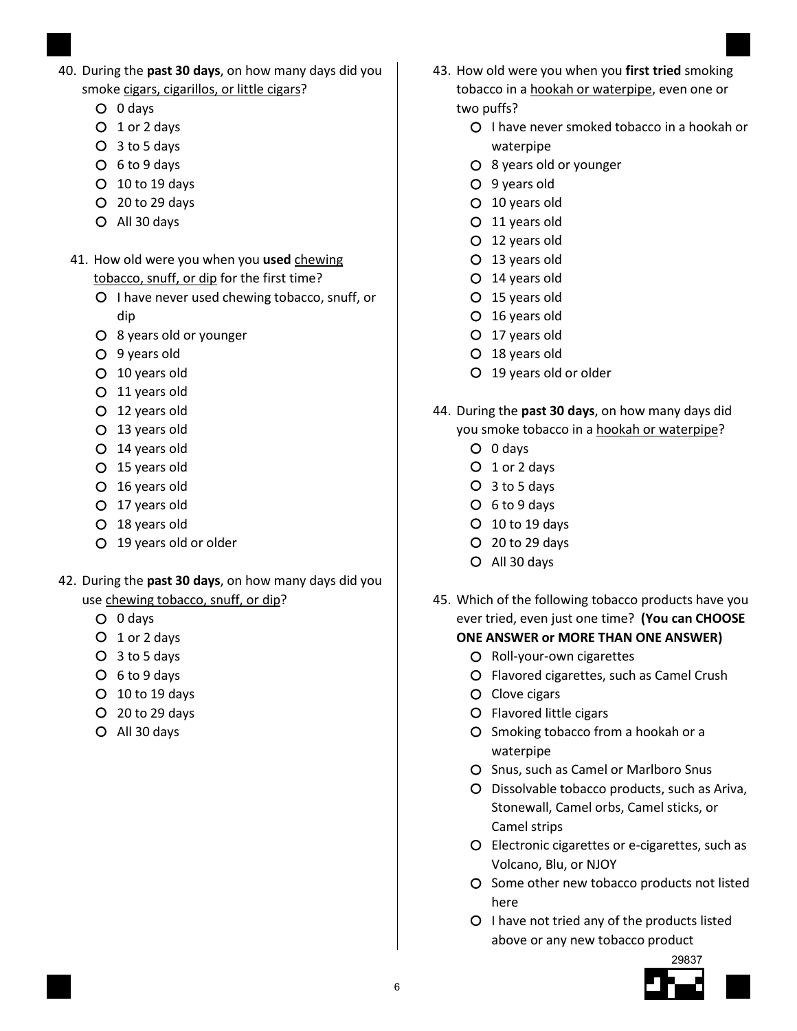40. During the **past 30 days**, on how many days did you smoke cigars, cigarillos, or little cigars?
    - 0 days
    - 1 or 2 days
    - 3 to 5 days
    - 6 to 9 days
    - 10 to 19 days
    - 20 to 29 days
    - All 30 days

41. How old were you when you **used** chewing tobacco, snuff, or dip for the first time?
    - I have never used chewing tobacco, snuff, or dip
    - 8 years old or younger
    - 9 years old
    - 10 years old
    - 11 years old
    - 12 years old
    - 13 years old
    - 14 years old
    - 15 years old
    - 16 years old
    - 17 years old
    - 18 years old
    - 19 years old or older

42. During the **past 30 days**, on how many days did you use chewing tobacco, snuff, or dip?
    - 0 days
    - 1 or 2 days
    - 3 to 5 days
    - 6 to 9 days
    - 10 to 19 days
    - 20 to 29 days
    - All 30 days

43. How old were you when you **first tried** smoking tobacco in a hookah or waterpipe, even one or two puffs?
    - I have never smoked tobacco in a hookah or waterpipe
    - 8 years old or younger
    - 9 years old
    - 10 years old
    - 11 years old
    - 12 years old
    - 13 years old
    - 14 years old
    - 15 years old
    - 16 years old
    - 17 years old
    - 18 years old
    - 19 years old or older

44. During the **past 30 days**, on how many days did you smoke tobacco in a hookah or waterpipe?
    - 0 days
    - 1 or 2 days
    - 3 to 5 days
    - 6 to 9 days
    - 10 to 19 days
    - 20 to 29 days
    - All 30 days

45. Which of the following tobacco products have you ever tried, even just one time? **(You can CHOOSE ONE ANSWER or MORE THAN ONE ANSWER)**
    - Roll-your-own cigarettes
    - Flavored cigarettes, such as Camel Crush
    - Clove cigars
    - Flavored little cigars
    - Smoking tobacco from a hookah or a waterpipe
    - Snus, such as Camel or Marlboro Snus
    - Dissolvable tobacco products, such as Ariva, Stonewall, Camel orbs, Camel sticks, or Camel strips
    - Electronic cigarettes or e-cigarettes, such as Volcano, Blu, or NJOY
    - Some other new tobacco products not listed here
    - I have not tried any of the products listed above or any new tobacco product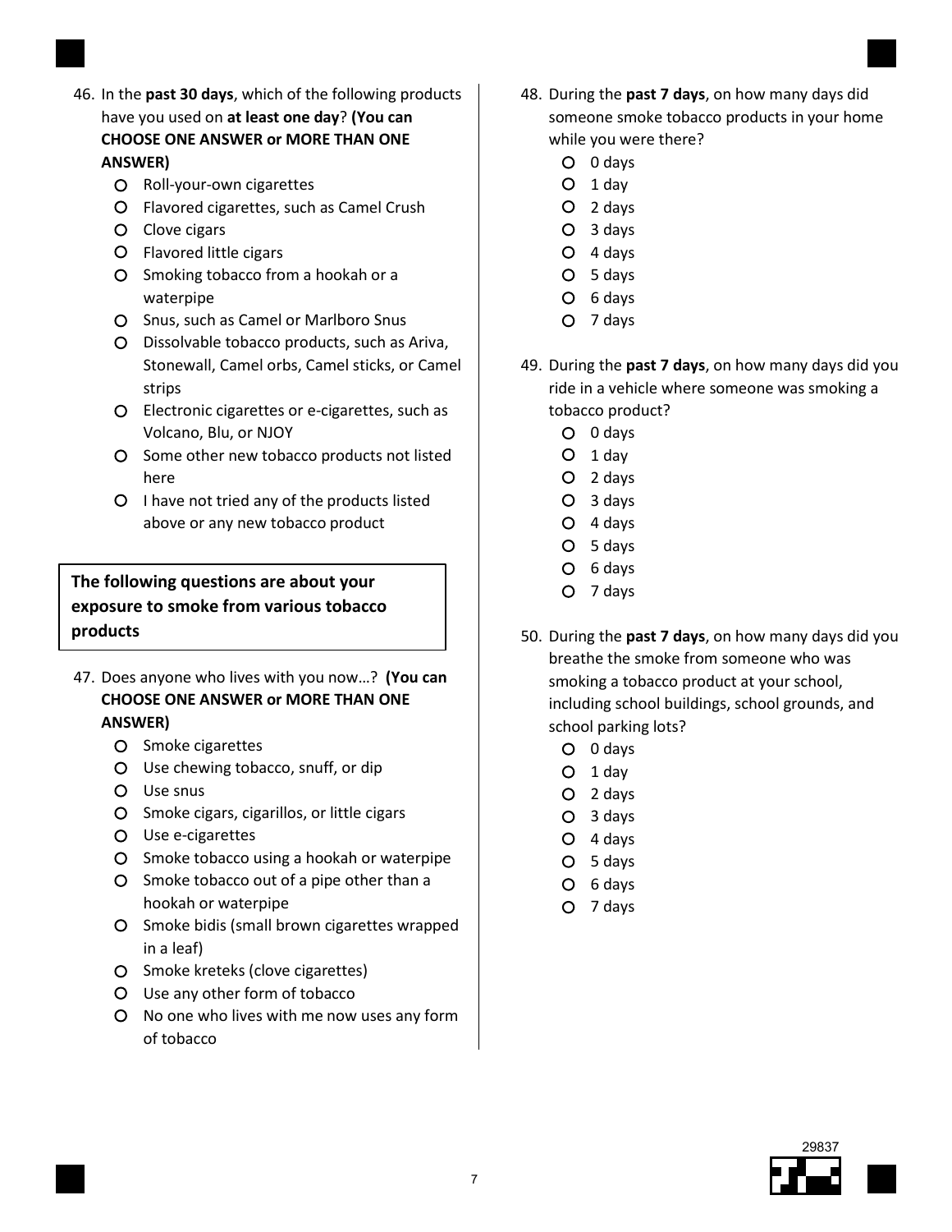46. In the **past 30 days**, which of the following products have you used on **at least one day**? **(You can CHOOSE ONE ANSWER or MORE THAN ONE ANSWER)**
    - Roll-your-own cigarettes
    - Flavored cigarettes, such as Camel Crush
    - Clove cigars
    - Flavored little cigars
    - Smoking tobacco from a hookah or a waterpipe
    - Snus, such as Camel or Marlboro Snus
    - Dissolvable tobacco products, such as Ariva, Stonewall, Camel orbs, Camel sticks, or Camel strips
    - Electronic cigarettes or e-cigarettes, such as Volcano, Blu, or NJOY
    - Some other new tobacco products not listed here
    - I have not tried any of the products listed above or any new tobacco product

**The following questions are about your exposure to smoke from various tobacco products**

47. Does anyone who lives with you now…? **(You can CHOOSE ONE ANSWER or MORE THAN ONE ANSWER)**
    - Smoke cigarettes
    - Use chewing tobacco, snuff, or dip
    - Use snus
    - Smoke cigars, cigarillos, or little cigars
    - Use e-cigarettes
    - Smoke tobacco using a hookah or waterpipe
    - Smoke tobacco out of a pipe other than a hookah or waterpipe
    - Smoke bidis (small brown cigarettes wrapped in a leaf)
    - Smoke kreteks (clove cigarettes)
    - Use any other form of tobacco
    - No one who lives with me now uses any form of tobacco

48. During the **past 7 days**, on how many days did someone smoke tobacco products in your home while you were there?
    - 0 days
    - 1 day
    - 2 days
    - 3 days
    - 4 days
    - 5 days
    - 6 days
    - 7 days

49. During the **past 7 days**, on how many days did you ride in a vehicle where someone was smoking a tobacco product?
    - 0 days
    - 1 day
    - 2 days
    - 3 days
    - 4 days
    - 5 days
    - 6 days
    - 7 days

50. During the **past 7 days**, on how many days did you breathe the smoke from someone who was smoking a tobacco product at your school, including school buildings, school grounds, and school parking lots?
    - 0 days
    - 1 day
    - 2 days
    - 3 days
    - 4 days
    - 5 days
    - 6 days
    - 7 days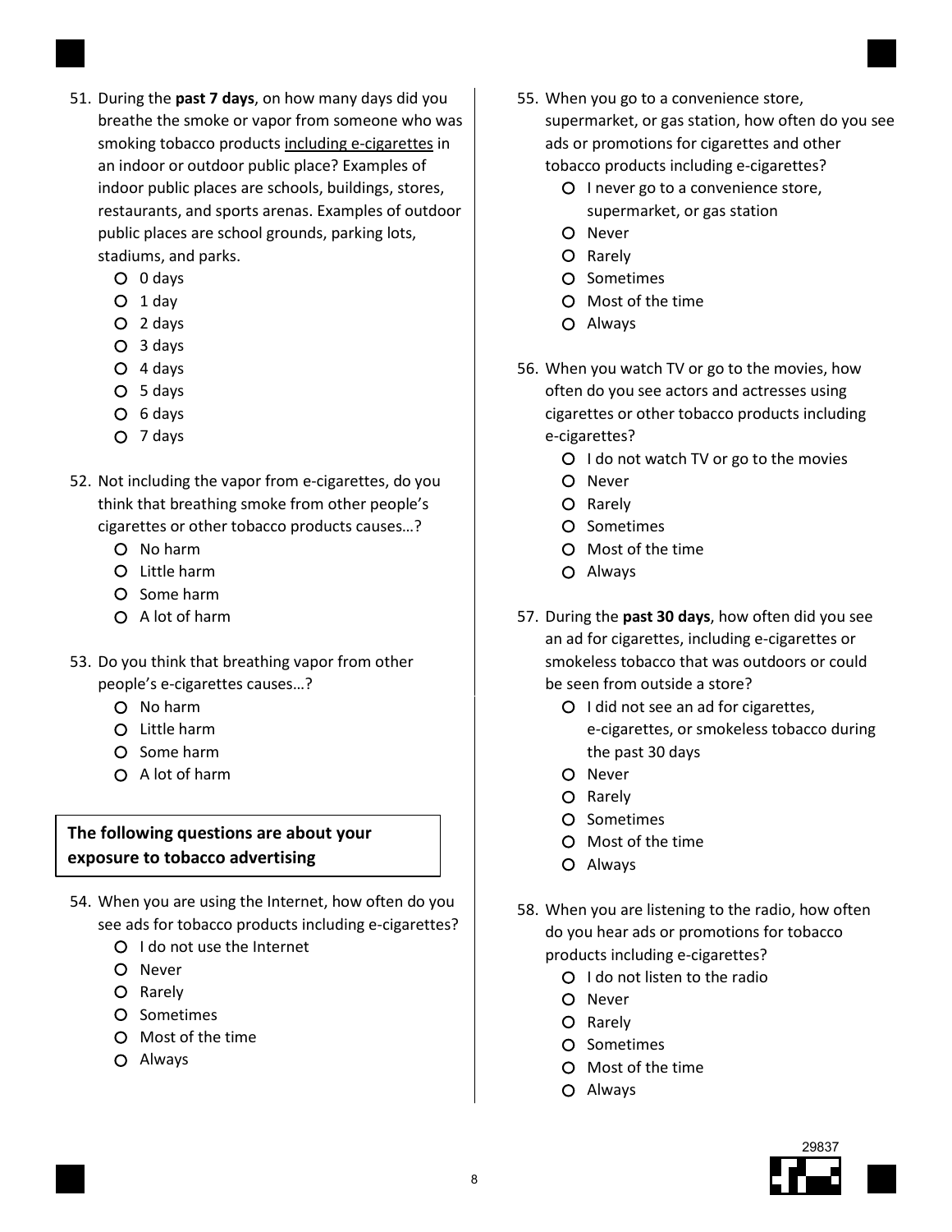51. During the **past 7 days**, on how many days did you breathe the smoke or vapor from someone who was smoking tobacco products including e-cigarettes in an indoor or outdoor public place? Examples of indoor public places are schools, buildings, stores, restaurants, and sports arenas. Examples of outdoor public places are school grounds, parking lots, stadiums, and parks.
   - O 0 days
   - O 1 day
   - O 2 days
   - O 3 days
   - O 4 days
   - O 5 days
   - O 6 days
   - O 7 days

52. Not including the vapor from e-cigarettes, do you think that breathing smoke from other people's cigarettes or other tobacco products causes…?
   - O No harm
   - O Little harm
   - O Some harm
   - O A lot of harm

53. Do you think that breathing vapor from other people's e-cigarettes causes…?
   - O No harm
   - O Little harm
   - O Some harm
   - O A lot of harm

**The following questions are about your exposure to tobacco advertising**

54. When you are using the Internet, how often do you see ads for tobacco products including e-cigarettes?
   - O I do not use the Internet
   - O Never
   - O Rarely
   - O Sometimes
   - O Most of the time
   - O Always

55. When you go to a convenience store, supermarket, or gas station, how often do you see ads or promotions for cigarettes and other tobacco products including e-cigarettes?
   - O I never go to a convenience store, supermarket, or gas station
   - O Never
   - O Rarely
   - O Sometimes
   - O Most of the time
   - O Always

56. When you watch TV or go to the movies, how often do you see actors and actresses using cigarettes or other tobacco products including e-cigarettes?
   - O I do not watch TV or go to the movies
   - O Never
   - O Rarely
   - O Sometimes
   - O Most of the time
   - O Always

57. During the **past 30 days**, how often did you see an ad for cigarettes, including e-cigarettes or smokeless tobacco that was outdoors or could be seen from outside a store?
   - O I did not see an ad for cigarettes, e-cigarettes, or smokeless tobacco during the past 30 days
   - O Never
   - O Rarely
   - O Sometimes
   - O Most of the time
   - O Always

58. When you are listening to the radio, how often do you hear ads or promotions for tobacco products including e-cigarettes?
   - O I do not listen to the radio
   - O Never
   - O Rarely
   - O Sometimes
   - O Most of the time
   - O Always

29837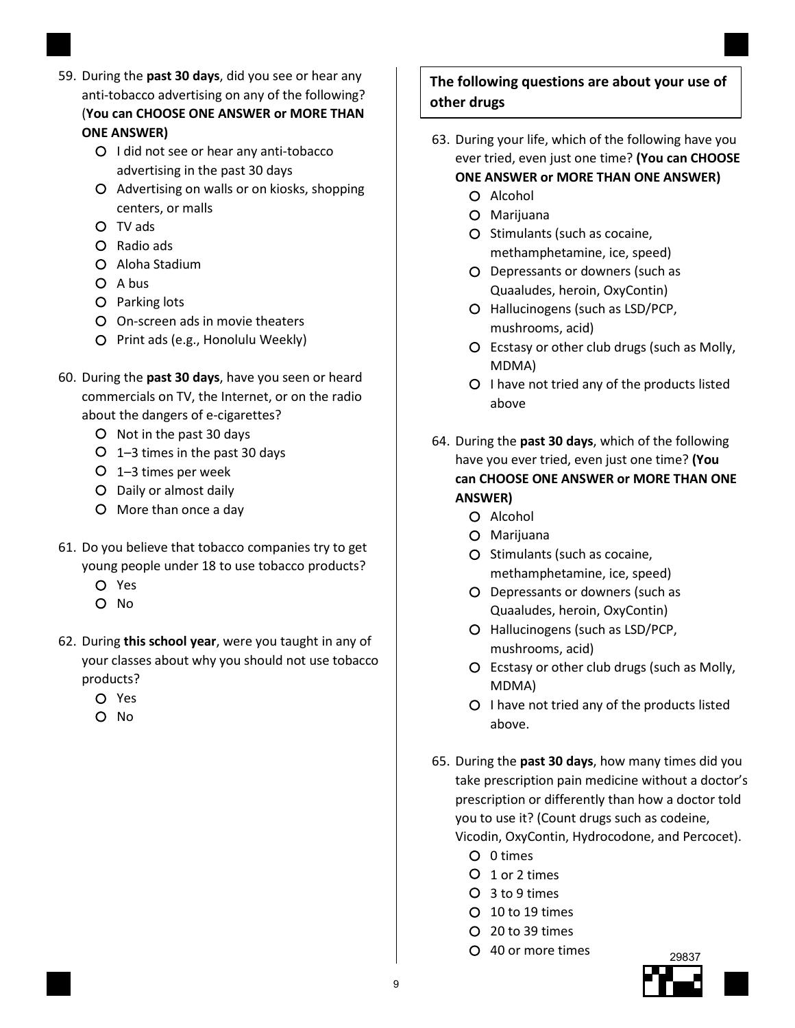59. During the **past 30 days**, did you see or hear any anti-tobacco advertising on any of the following? (**You can CHOOSE ONE ANSWER or MORE THAN ONE ANSWER)**
    - I did not see or hear any anti-tobacco advertising in the past 30 days
    - Advertising on walls or on kiosks, shopping centers, or malls
    - TV ads
    - Radio ads
    - Aloha Stadium
    - A bus
    - Parking lots
    - On-screen ads in movie theaters
    - Print ads (e.g., Honolulu Weekly)

60. During the **past 30 days**, have you seen or heard commercials on TV, the Internet, or on the radio about the dangers of e-cigarettes?
    - Not in the past 30 days
    - 1–3 times in the past 30 days
    - 1–3 times per week
    - Daily or almost daily
    - More than once a day

61. Do you believe that tobacco companies try to get young people under 18 to use tobacco products?
    - Yes
    - No

62. During **this school year**, were you taught in any of your classes about why you should not use tobacco products?
    - Yes
    - No

**The following questions are about your use of other drugs**

63. During your life, which of the following have you ever tried, even just one time? **(You can CHOOSE ONE ANSWER or MORE THAN ONE ANSWER)**
    - Alcohol
    - Marijuana
    - Stimulants (such as cocaine, methamphetamine, ice, speed)
    - Depressants or downers (such as Quaaludes, heroin, OxyContin)
    - Hallucinogens (such as LSD/PCP, mushrooms, acid)
    - Ecstasy or other club drugs (such as Molly, MDMA)
    - I have not tried any of the products listed above

64. During the **past 30 days**, which of the following have you ever tried, even just one time? **(You can CHOOSE ONE ANSWER or MORE THAN ONE ANSWER)**
    - Alcohol
    - Marijuana
    - Stimulants (such as cocaine, methamphetamine, ice, speed)
    - Depressants or downers (such as Quaaludes, heroin, OxyContin)
    - Hallucinogens (such as LSD/PCP, mushrooms, acid)
    - Ecstasy or other club drugs (such as Molly, MDMA)
    - I have not tried any of the products listed above.

65. During the **past 30 days**, how many times did you take prescription pain medicine without a doctor's prescription or differently than how a doctor told you to use it? (Count drugs such as codeine, Vicodin, OxyContin, Hydrocodone, and Percocet).
    - 0 times
    - 1 or 2 times
    - 3 to 9 times
    - 10 to 19 times
    - 20 to 39 times
    - 40 or more times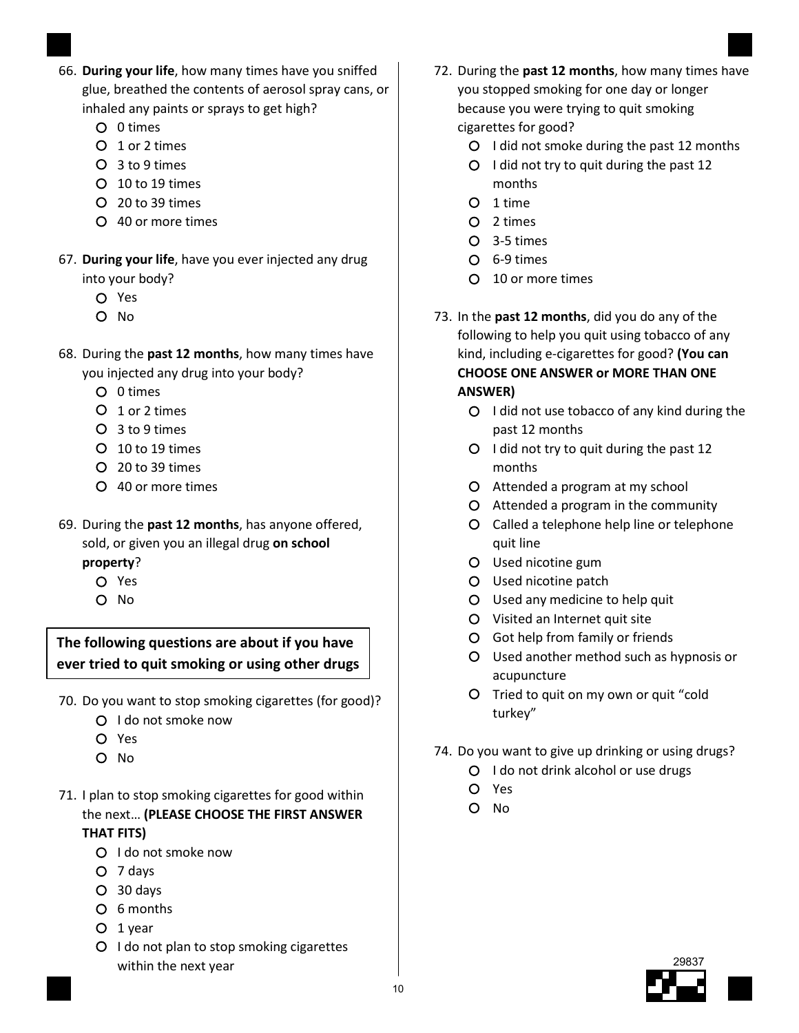66. **During your life**, how many times have you sniffed glue, breathed the contents of aerosol spray cans, or inhaled any paints or sprays to get high?
    - 0 times
    - 1 or 2 times
    - 3 to 9 times
    - 10 to 19 times
    - 20 to 39 times
    - 40 or more times

67. **During your life**, have you ever injected any drug into your body?
    - Yes
    - No

68. During the **past 12 months**, how many times have you injected any drug into your body?
    - 0 times
    - 1 or 2 times
    - 3 to 9 times
    - 10 to 19 times
    - 20 to 39 times
    - 40 or more times

69. During the **past 12 months**, has anyone offered, sold, or given you an illegal drug **on school property**?
    - Yes
    - No

**The following questions are about if you have ever tried to quit smoking or using other drugs**

70. Do you want to stop smoking cigarettes (for good)?
    - I do not smoke now
    - Yes
    - No

71. I plan to stop smoking cigarettes for good within the next… **(PLEASE CHOOSE THE FIRST ANSWER THAT FITS)**
    - I do not smoke now
    - 7 days
    - 30 days
    - 6 months
    - 1 year
    - I do not plan to stop smoking cigarettes within the next year

72. During the **past 12 months**, how many times have you stopped smoking for one day or longer because you were trying to quit smoking cigarettes for good?
    - I did not smoke during the past 12 months
    - I did not try to quit during the past 12 months
    - 1 time
    - 2 times
    - 3-5 times
    - 6-9 times
    - 10 or more times

73. In the **past 12 months**, did you do any of the following to help you quit using tobacco of any kind, including e-cigarettes for good? **(You can CHOOSE ONE ANSWER or MORE THAN ONE ANSWER)**
    - I did not use tobacco of any kind during the past 12 months
    - I did not try to quit during the past 12 months
    - Attended a program at my school
    - Attended a program in the community
    - Called a telephone help line or telephone quit line
    - Used nicotine gum
    - Used nicotine patch
    - Used any medicine to help quit
    - Visited an Internet quit site
    - Got help from family or friends
    - Used another method such as hypnosis or acupuncture
    - Tried to quit on my own or quit "cold turkey"

74. Do you want to give up drinking or using drugs?
    - I do not drink alcohol or use drugs
    - Yes
    - No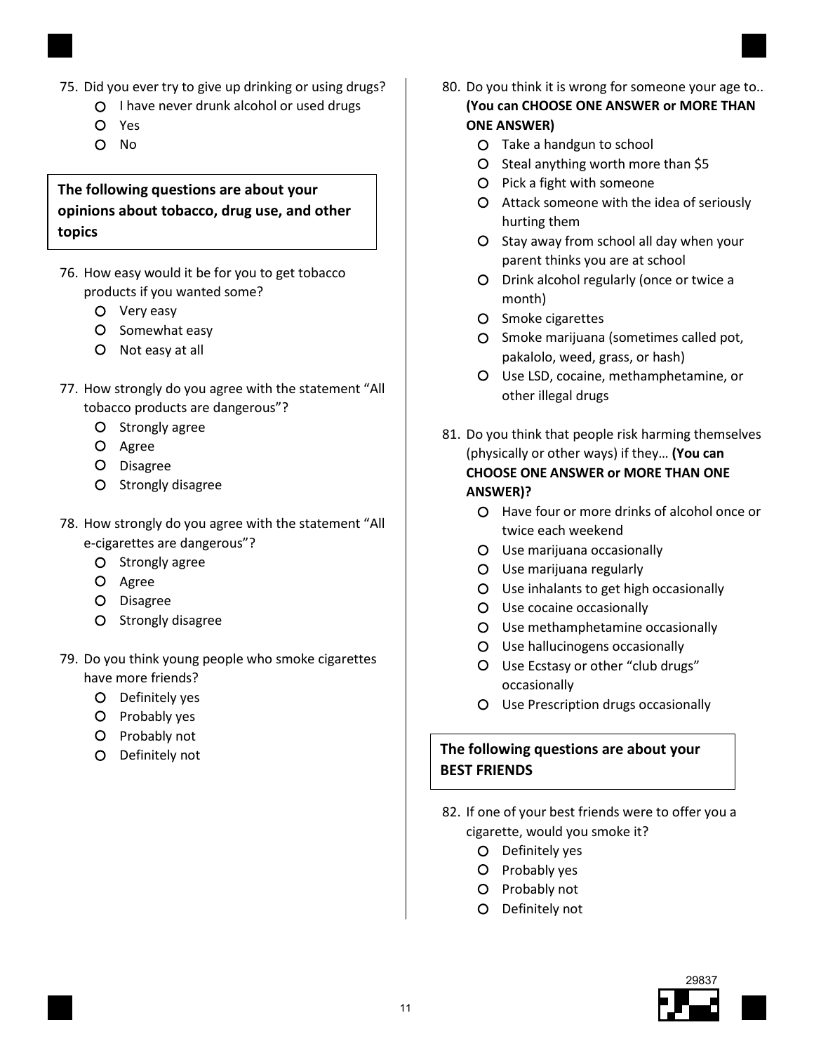75. Did you ever try to give up drinking or using drugs?
    - ○ I have never drunk alcohol or used drugs
    - ○ Yes
    - ○ No

**The following questions are about your opinions about tobacco, drug use, and other topics**

76. How easy would it be for you to get tobacco products if you wanted some?
    - ○ Very easy
    - ○ Somewhat easy
    - ○ Not easy at all

77. How strongly do you agree with the statement "All tobacco products are dangerous"?
    - ○ Strongly agree
    - ○ Agree
    - ○ Disagree
    - ○ Strongly disagree

78. How strongly do you agree with the statement "All e-cigarettes are dangerous"?
    - ○ Strongly agree
    - ○ Agree
    - ○ Disagree
    - ○ Strongly disagree

79. Do you think young people who smoke cigarettes have more friends?
    - ○ Definitely yes
    - ○ Probably yes
    - ○ Probably not
    - ○ Definitely not

80. Do you think it is wrong for someone your age to.. **(You can CHOOSE ONE ANSWER or MORE THAN ONE ANSWER)**
    - ○ Take a handgun to school
    - ○ Steal anything worth more than $5
    - ○ Pick a fight with someone
    - ○ Attack someone with the idea of seriously hurting them
    - ○ Stay away from school all day when your parent thinks you are at school
    - ○ Drink alcohol regularly (once or twice a month)
    - ○ Smoke cigarettes
    - ○ Smoke marijuana (sometimes called pot, pakalolo, weed, grass, or hash)
    - ○ Use LSD, cocaine, methamphetamine, or other illegal drugs

81. Do you think that people risk harming themselves (physically or other ways) if they… **(You can CHOOSE ONE ANSWER or MORE THAN ONE ANSWER)?**
    - ○ Have four or more drinks of alcohol once or twice each weekend
    - ○ Use marijuana occasionally
    - ○ Use marijuana regularly
    - ○ Use inhalants to get high occasionally
    - ○ Use cocaine occasionally
    - ○ Use methamphetamine occasionally
    - ○ Use hallucinogens occasionally
    - ○ Use Ecstasy or other "club drugs" occasionally
    - ○ Use Prescription drugs occasionally

**The following questions are about your BEST FRIENDS**

82. If one of your best friends were to offer you a cigarette, would you smoke it?
    - ○ Definitely yes
    - ○ Probably yes
    - ○ Probably not
    - ○ Definitely not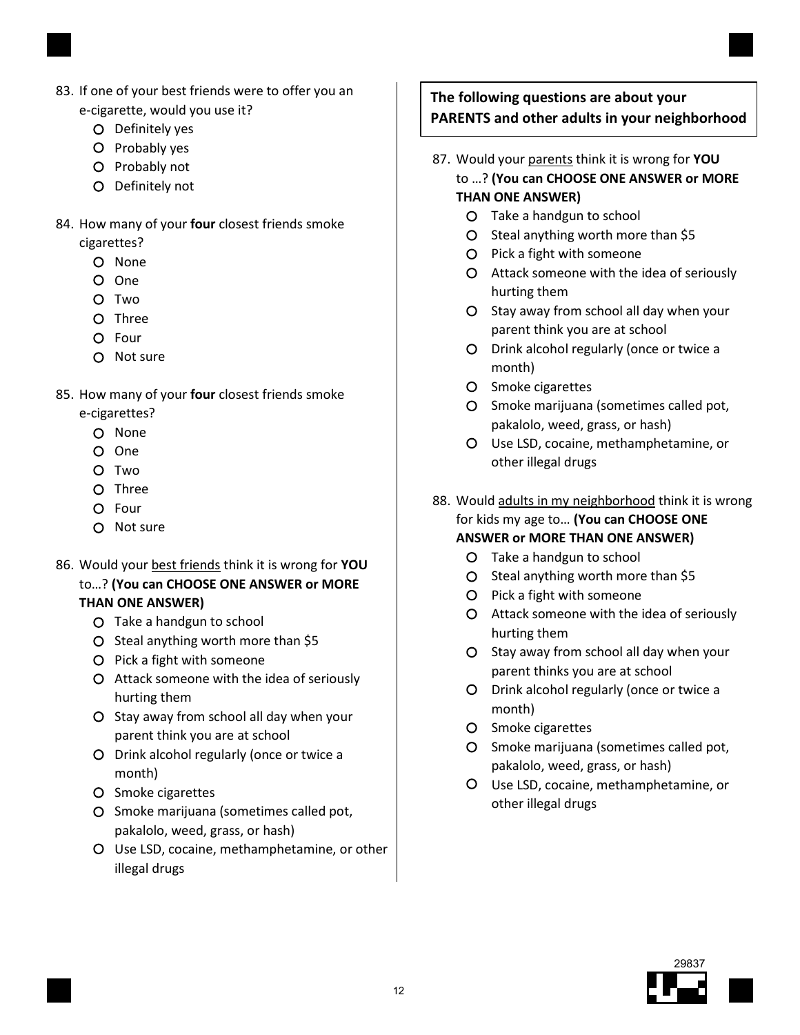83. If one of your best friends were to offer you an e-cigarette, would you use it?
    - Definitely yes
    - Probably yes
    - Probably not
    - Definitely not

84. How many of your **four** closest friends smoke cigarettes?
    - None
    - One
    - Two
    - Three
    - Four
    - Not sure

85. How many of your **four** closest friends smoke e-cigarettes?
    - None
    - One
    - Two
    - Three
    - Four
    - Not sure

86. Would your <u>best friends</u> think it is wrong for **YOU** to…? **(You can CHOOSE ONE ANSWER or MORE THAN ONE ANSWER)**
    - Take a handgun to school
    - Steal anything worth more than $5
    - Pick a fight with someone
    - Attack someone with the idea of seriously hurting them
    - Stay away from school all day when your parent think you are at school
    - Drink alcohol regularly (once or twice a month)
    - Smoke cigarettes
    - Smoke marijuana (sometimes called pot, pakalolo, weed, grass, or hash)
    - Use LSD, cocaine, methamphetamine, or other illegal drugs

**The following questions are about your PARENTS and other adults in your neighborhood**

87. Would your <u>parents</u> think it is wrong for **YOU** to …? **(You can CHOOSE ONE ANSWER or MORE THAN ONE ANSWER)**
    - Take a handgun to school
    - Steal anything worth more than $5
    - Pick a fight with someone
    - Attack someone with the idea of seriously hurting them
    - Stay away from school all day when your parent think you are at school
    - Drink alcohol regularly (once or twice a month)
    - Smoke cigarettes
    - Smoke marijuana (sometimes called pot, pakalolo, weed, grass, or hash)
    - Use LSD, cocaine, methamphetamine, or other illegal drugs

88. Would <u>adults in my neighborhood</u> think it is wrong for kids my age to… **(You can CHOOSE ONE ANSWER or MORE THAN ONE ANSWER)**
    - Take a handgun to school
    - Steal anything worth more than $5
    - Pick a fight with someone
    - Attack someone with the idea of seriously hurting them
    - Stay away from school all day when your parent thinks you are at school
    - Drink alcohol regularly (once or twice a month)
    - Smoke cigarettes
    - Smoke marijuana (sometimes called pot, pakalolo, weed, grass, or hash)
    - Use LSD, cocaine, methamphetamine, or other illegal drugs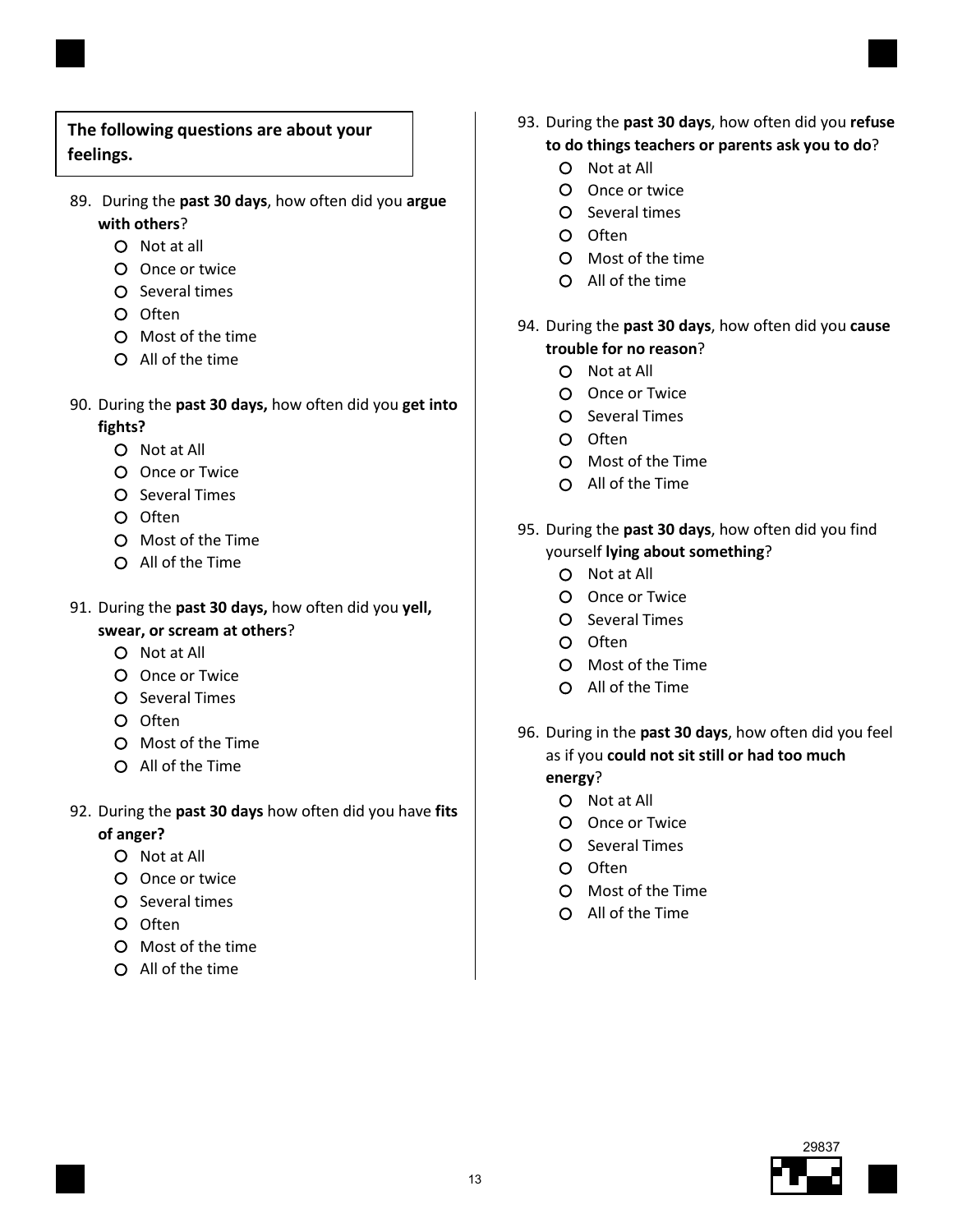**The following questions are about your feelings.**

89. During the **past 30 days**, how often did you **argue with others**?
    - Not at all
    - Once or twice
    - Several times
    - Often
    - Most of the time
    - All of the time

90. During the **past 30 days,** how often did you **get into fights?**
    - Not at All
    - Once or Twice
    - Several Times
    - Often
    - Most of the Time
    - All of the Time

91. During the **past 30 days,** how often did you **yell, swear, or scream at others**?
    - Not at All
    - Once or Twice
    - Several Times
    - Often
    - Most of the Time
    - All of the Time

92. During the **past 30 days** how often did you have **fits of anger?**
    - Not at All
    - Once or twice
    - Several times
    - Often
    - Most of the time
    - All of the time

93. During the **past 30 days**, how often did you **refuse to do things teachers or parents ask you to do**?
    - Not at All
    - Once or twice
    - Several times
    - Often
    - Most of the time
    - All of the time

94. During the **past 30 days**, how often did you **cause trouble for no reason**?
    - Not at All
    - Once or Twice
    - Several Times
    - Often
    - Most of the Time
    - All of the Time

95. During the **past 30 days**, how often did you find yourself **lying about something**?
    - Not at All
    - Once or Twice
    - Several Times
    - Often
    - Most of the Time
    - All of the Time

96. During in the **past 30 days**, how often did you feel as if you **could not sit still or had too much energy**?
    - Not at All
    - Once or Twice
    - Several Times
    - Often
    - Most of the Time
    - All of the Time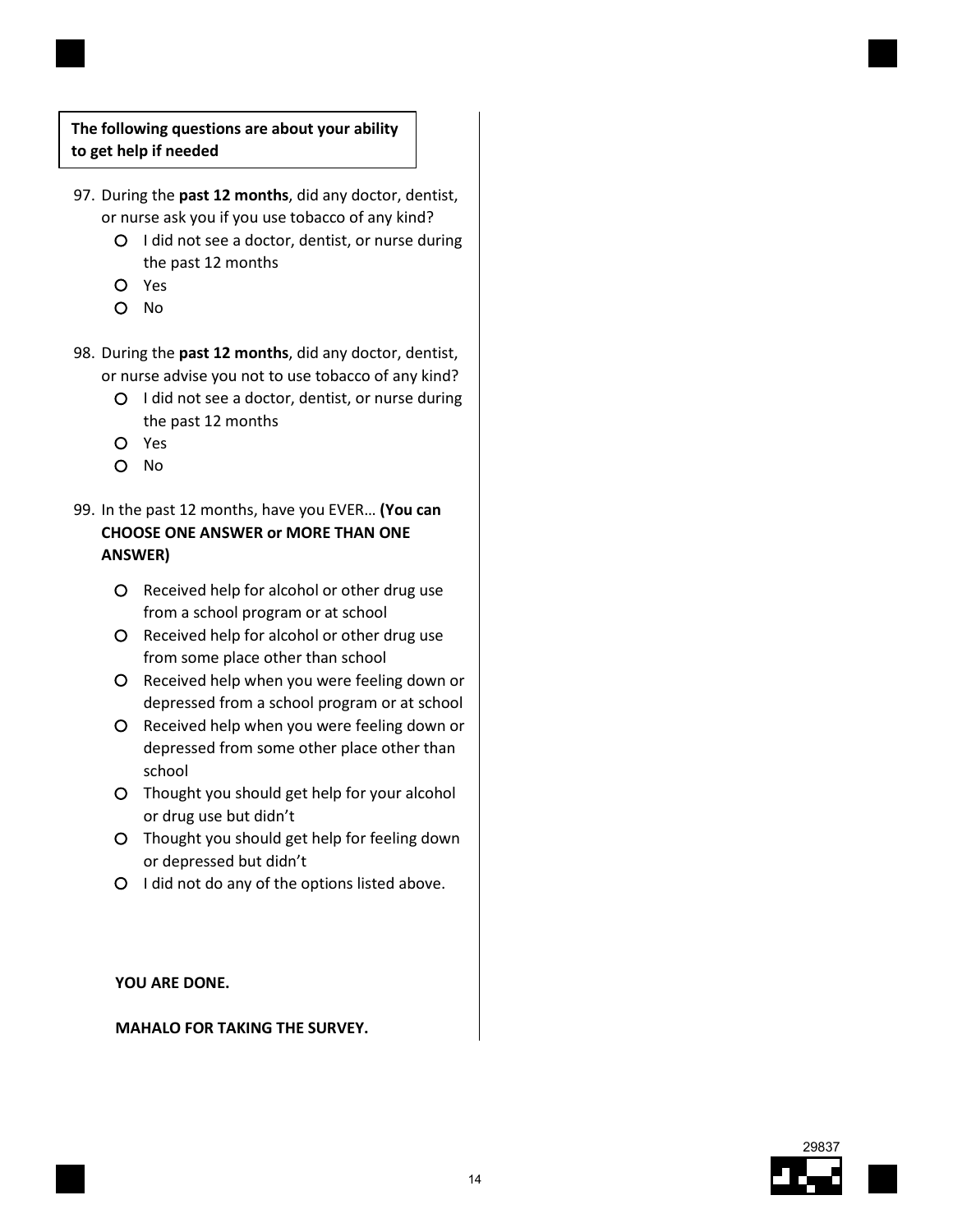**The following questions are about your ability to get help if needed**

97. During the **past 12 months**, did any doctor, dentist, or nurse ask you if you use tobacco of any kind?
    - I did not see a doctor, dentist, or nurse during the past 12 months
    - Yes
    - No

98. During the **past 12 months**, did any doctor, dentist, or nurse advise you not to use tobacco of any kind?
    - I did not see a doctor, dentist, or nurse during the past 12 months
    - Yes
    - No

99. In the past 12 months, have you EVER… **(You can CHOOSE ONE ANSWER or MORE THAN ONE ANSWER)**
    - Received help for alcohol or other drug use from a school program or at school
    - Received help for alcohol or other drug use from some place other than school
    - Received help when you were feeling down or depressed from a school program or at school
    - Received help when you were feeling down or depressed from some other place other than school
    - Thought you should get help for your alcohol or drug use but didn't
    - Thought you should get help for feeling down or depressed but didn't
    - I did not do any of the options listed above.

**YOU ARE DONE.**

**MAHALO FOR TAKING THE SURVEY.**

29837